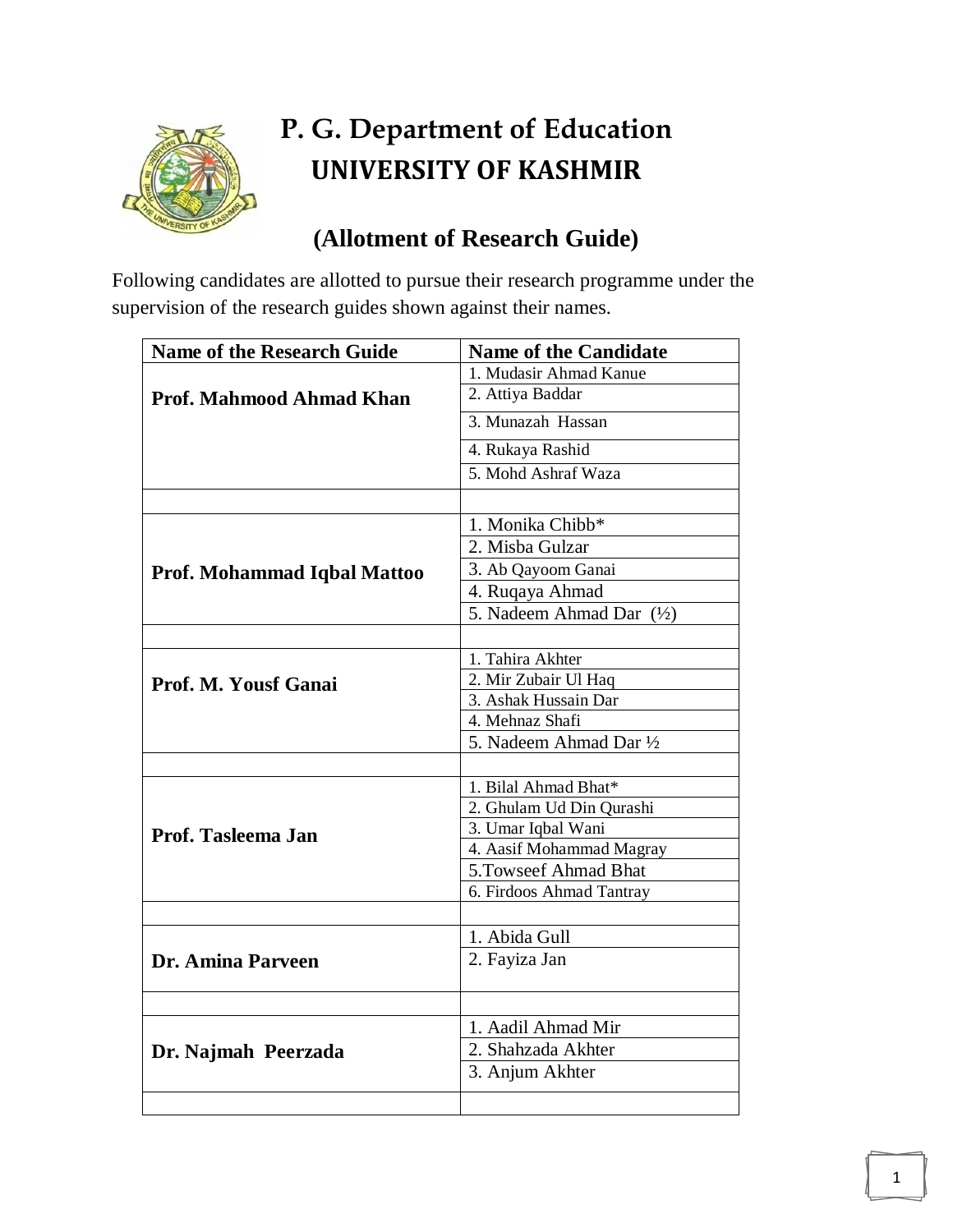# P. G. Department of Education

## UNIVERSITY OF KASHMIR

### (Allotment of Research Guide)

Following candidates are allotted to pursue their research programme under the supervision of the research guides shown against their names.

| Name of the Research Guide | Name of the Candidate |
|---|---|
| **Prof. Mahmood Ahmad Khan** | 1. Mudasir Ahmad Kanue |
| | 2. Attiya Baddar |
| | 3. Munazah Hassan |
| | 4. Rukaya Rashid |
| | 5. Mohd Ashraf Waza |
| | |
| **Prof. Mohammad Iqbal Mattoo** | 1. Monika Chibb* |
| | 2. Misba Gulzar |
| | 3. Ab Qayoom Ganai |
| | 4. Ruqaya Ahmad |
| | 5. Nadeem Ahmad Dar (½) |
| | |
| **Prof. M. Yousf Ganai** | 1. Tahira Akhter |
| | 2. Mir Zubair Ul Haq |
| | 3. Ashak Hussain Dar |
| | 4. Mehnaz Shafi |
| | 5. Nadeem Ahmad Dar ½ |
| | |
| **Prof. Tasleema Jan** | 1. Bilal Ahmad Bhat* |
| | 2. Ghulam Ud Din Qurashi |
| | 3. Umar Iqbal Wani |
| | 4. Aasif Mohammad Magray |
| | 5.Towseef Ahmad Bhat |
| | 6. Firdoos Ahmad Tantray |
| | |
| **Dr. Amina Parveen** | 1. Abida Gull |
| | 2. Fayiza Jan |
| | |
| **Dr. Najmah Peerzada** | 1. Aadil Ahmad Mir |
| | 2. Shahzada Akhter |
| | 3. Anjum Akhter |
| | |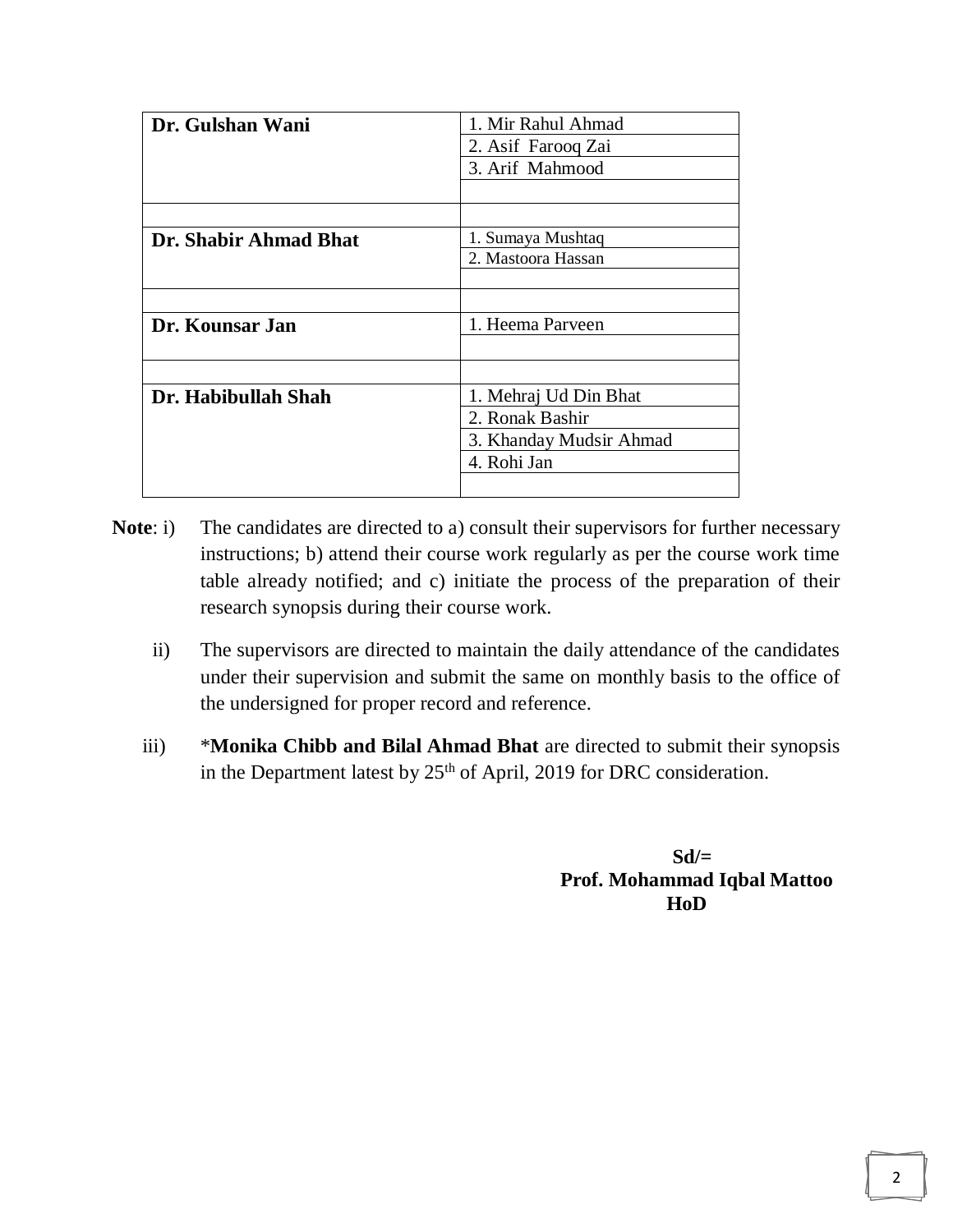| | |
|---|---|
| **Dr. Gulshan Wani** | 1. Mir Rahul Ahmad |
| | 2. Asif Farooq Zai |
| | 3. Arif Mahmood |
| | |
| | |
| **Dr. Shabir Ahmad Bhat** | 1. Sumaya Mushtaq |
| | 2. Mastoora Hassan |
| | |
| | |
| **Dr. Kounsar Jan** | 1. Heema Parveen |
| | |
| | |
| **Dr. Habibullah Shah** | 1. Mehraj Ud Din Bhat |
| | 2. Ronak Bashir |
| | 3. Khanday Mudsir Ahmad |
| | 4. Rohi Jan |
| | |

**Note**: i) The candidates are directed to a) consult their supervisors for further necessary instructions; b) attend their course work regularly as per the course work time table already notified; and c) initiate the process of the preparation of their research synopsis during their course work.

ii) The supervisors are directed to maintain the daily attendance of the candidates under their supervision and submit the same on monthly basis to the office of the undersigned for proper record and reference.

iii) \***Monika Chibb and Bilal Ahmad Bhat** are directed to submit their synopsis in the Department latest by 25th of April, 2019 for DRC consideration.

**Sd/=**
**Prof. Mohammad Iqbal Mattoo**
**HoD**